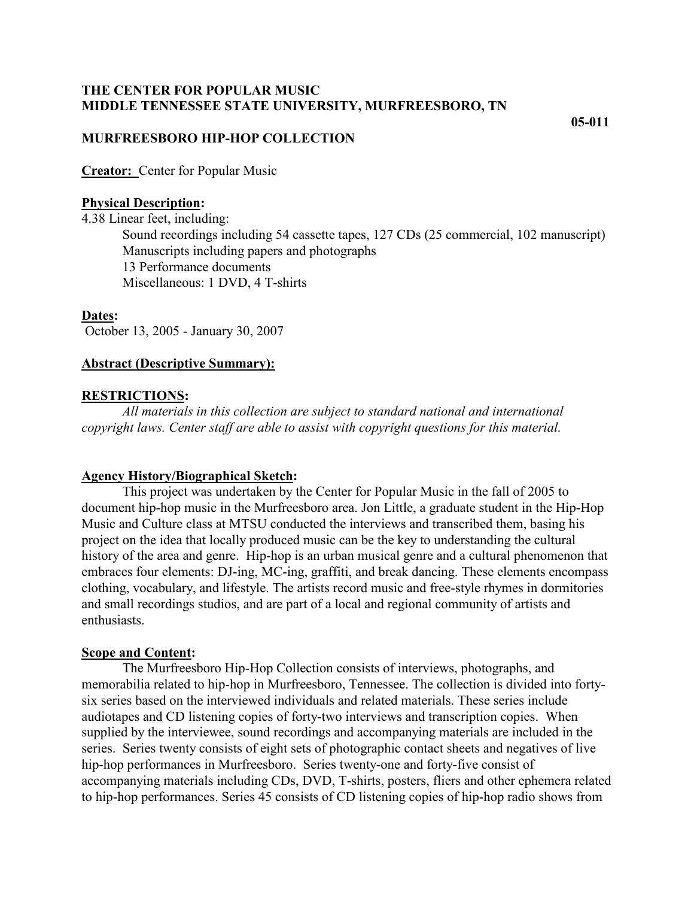**THE CENTER FOR POPULAR MUSIC**
**MIDDLE TENNESSEE STATE UNIVERSITY, MURFREESBORO, TN**

**05-011**

**MURFREESBORO HIP-HOP COLLECTION**

**Creator:** Center for Popular Music

**Physical Description:**

4.38 Linear feet, including:

- Sound recordings including 54 cassette tapes, 127 CDs (25 commercial, 102 manuscript)
- Manuscripts including papers and photographs
- 13 Performance documents
- Miscellaneous: 1 DVD, 4 T-shirts

**Dates:**

October 13, 2005 - January 30, 2007

**Abstract (Descriptive Summary):**

**RESTRICTIONS:**

*All materials in this collection are subject to standard national and international copyright laws. Center staff are able to assist with copyright questions for this material.*

**Agency History/Biographical Sketch:**

This project was undertaken by the Center for Popular Music in the fall of 2005 to document hip-hop music in the Murfreesboro area. Jon Little, a graduate student in the Hip-Hop Music and Culture class at MTSU conducted the interviews and transcribed them, basing his project on the idea that locally produced music can be the key to understanding the cultural history of the area and genre. Hip-hop is an urban musical genre and a cultural phenomenon that embraces four elements: DJ-ing, MC-ing, graffiti, and break dancing. These elements encompass clothing, vocabulary, and lifestyle. The artists record music and free-style rhymes in dormitories and small recordings studios, and are part of a local and regional community of artists and enthusiasts.

**Scope and Content:**

The Murfreesboro Hip-Hop Collection consists of interviews, photographs, and memorabilia related to hip-hop in Murfreesboro, Tennessee. The collection is divided into forty-six series based on the interviewed individuals and related materials. These series include audiotapes and CD listening copies of forty-two interviews and transcription copies. When supplied by the interviewee, sound recordings and accompanying materials are included in the series. Series twenty consists of eight sets of photographic contact sheets and negatives of live hip-hop performances in Murfreesboro. Series twenty-one and forty-five consist of accompanying materials including CDs, DVD, T-shirts, posters, fliers and other ephemera related to hip-hop performances. Series 45 consists of CD listening copies of hip-hop radio shows from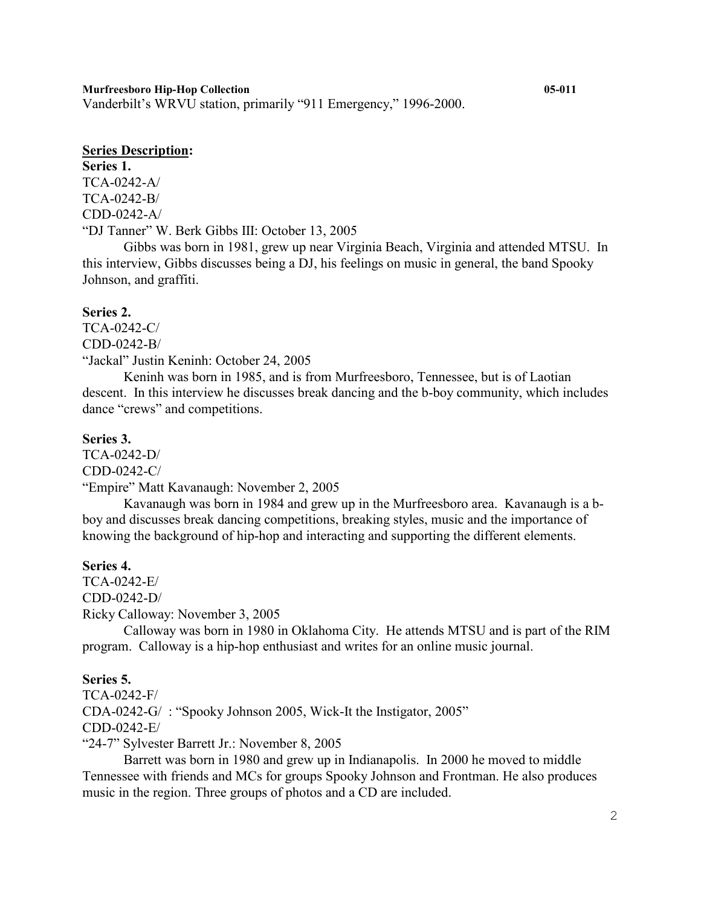Vanderbilt's WRVU station, primarily "911 Emergency," 1996-2000.

**Series Description:**

**Series 1.**
TCA-0242-A/
TCA-0242-B/
CDD-0242-A/
"DJ Tanner" W. Berk Gibbs III: October 13, 2005

Gibbs was born in 1981, grew up near Virginia Beach, Virginia and attended MTSU. In this interview, Gibbs discusses being a DJ, his feelings on music in general, the band Spooky Johnson, and graffiti.

**Series 2.**
TCA-0242-C/
CDD-0242-B/
"Jackal" Justin Keninh: October 24, 2005

Keninh was born in 1985, and is from Murfreesboro, Tennessee, but is of Laotian descent. In this interview he discusses break dancing and the b-boy community, which includes dance "crews" and competitions.

**Series 3.**
TCA-0242-D/
CDD-0242-C/
"Empire" Matt Kavanaugh: November 2, 2005

Kavanaugh was born in 1984 and grew up in the Murfreesboro area. Kavanaugh is a b-boy and discusses break dancing competitions, breaking styles, music and the importance of knowing the background of hip-hop and interacting and supporting the different elements.

**Series 4.**
TCA-0242-E/
CDD-0242-D/
Ricky Calloway: November 3, 2005

Calloway was born in 1980 in Oklahoma City. He attends MTSU and is part of the RIM program. Calloway is a hip-hop enthusiast and writes for an online music journal.

**Series 5.**
TCA-0242-F/
CDA-0242-G/ : "Spooky Johnson 2005, Wick-It the Instigator, 2005"
CDD-0242-E/
"24-7" Sylvester Barrett Jr.: November 8, 2005

Barrett was born in 1980 and grew up in Indianapolis. In 2000 he moved to middle Tennessee with friends and MCs for groups Spooky Johnson and Frontman. He also produces music in the region. Three groups of photos and a CD are included.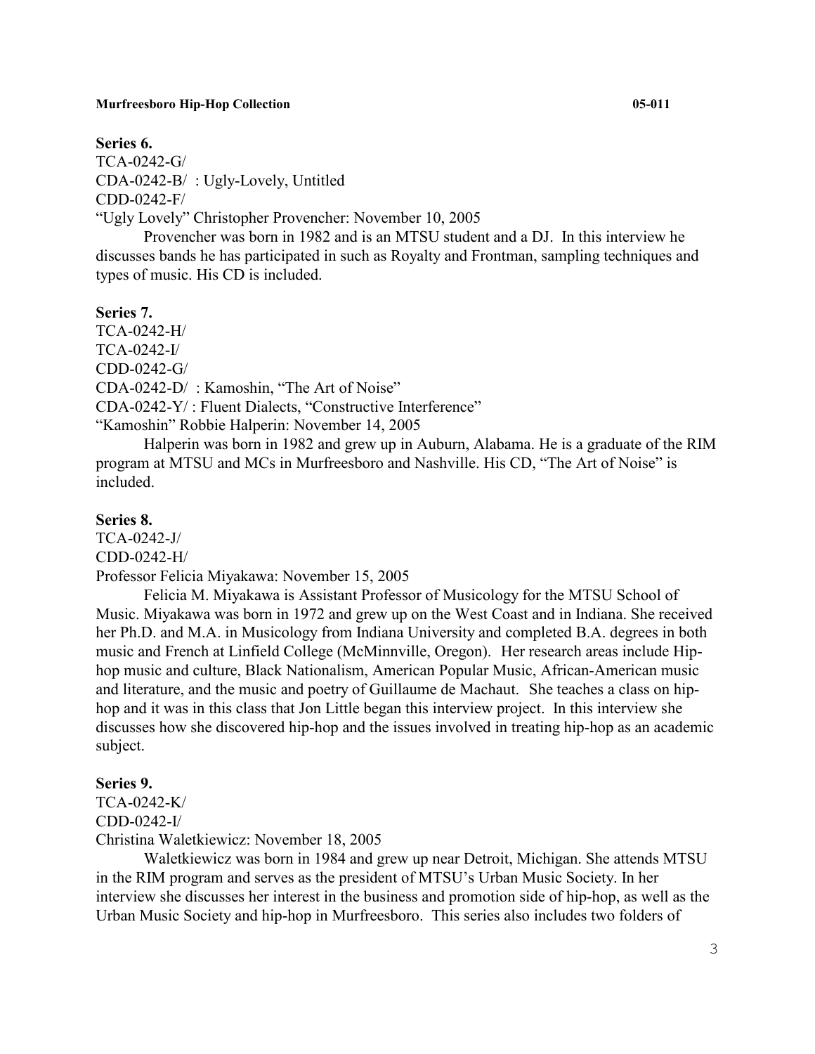**Series 6.**

TCA-0242-G/
CDA-0242-B/ : Ugly-Lovely, Untitled
CDD-0242-F/
"Ugly Lovely" Christopher Provencher: November 10, 2005

Provencher was born in 1982 and is an MTSU student and a DJ. In this interview he discusses bands he has participated in such as Royalty and Frontman, sampling techniques and types of music. His CD is included.

**Series 7.**

TCA-0242-H/
TCA-0242-I/
CDD-0242-G/
CDA-0242-D/ : Kamoshin, "The Art of Noise"
CDA-0242-Y/ : Fluent Dialects, "Constructive Interference"
"Kamoshin" Robbie Halperin: November 14, 2005

Halperin was born in 1982 and grew up in Auburn, Alabama. He is a graduate of the RIM program at MTSU and MCs in Murfreesboro and Nashville. His CD, "The Art of Noise" is included.

**Series 8.**

TCA-0242-J/
CDD-0242-H/
Professor Felicia Miyakawa: November 15, 2005

Felicia M. Miyakawa is Assistant Professor of Musicology for the MTSU School of Music. Miyakawa was born in 1972 and grew up on the West Coast and in Indiana. She received her Ph.D. and M.A. in Musicology from Indiana University and completed B.A. degrees in both music and French at Linfield College (McMinnville, Oregon). Her research areas include Hip-hop music and culture, Black Nationalism, American Popular Music, African-American music and literature, and the music and poetry of Guillaume de Machaut. She teaches a class on hip-hop and it was in this class that Jon Little began this interview project. In this interview she discusses how she discovered hip-hop and the issues involved in treating hip-hop as an academic subject.

**Series 9.**

TCA-0242-K/
CDD-0242-I/
Christina Waletkiewicz: November 18, 2005

Waletkiewicz was born in 1984 and grew up near Detroit, Michigan. She attends MTSU in the RIM program and serves as the president of MTSU's Urban Music Society. In her interview she discusses her interest in the business and promotion side of hip-hop, as well as the Urban Music Society and hip-hop in Murfreesboro. This series also includes two folders of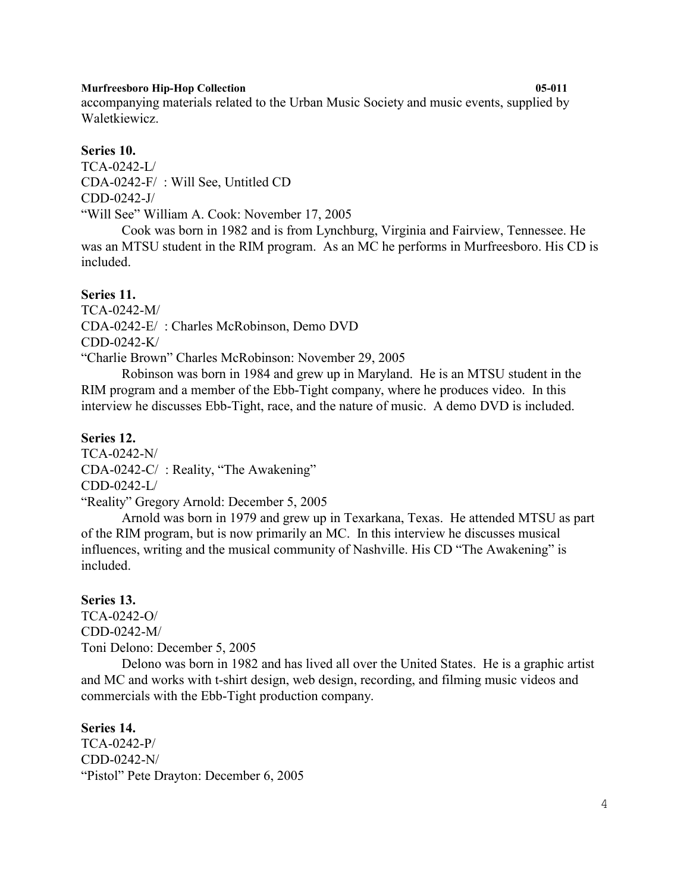accompanying materials related to the Urban Music Society and music events, supplied by Waletkiewicz.

**Series 10.**

TCA-0242-L/
CDA-0242-F/ : Will See, Untitled CD
CDD-0242-J/
"Will See" William A. Cook: November 17, 2005

Cook was born in 1982 and is from Lynchburg, Virginia and Fairview, Tennessee. He was an MTSU student in the RIM program. As an MC he performs in Murfreesboro. His CD is included.

**Series 11.**

TCA-0242-M/
CDA-0242-E/ : Charles McRobinson, Demo DVD
CDD-0242-K/
"Charlie Brown" Charles McRobinson: November 29, 2005

Robinson was born in 1984 and grew up in Maryland. He is an MTSU student in the RIM program and a member of the Ebb-Tight company, where he produces video. In this interview he discusses Ebb-Tight, race, and the nature of music. A demo DVD is included.

**Series 12.**

TCA-0242-N/
CDA-0242-C/ : Reality, "The Awakening"
CDD-0242-L/
"Reality" Gregory Arnold: December 5, 2005

Arnold was born in 1979 and grew up in Texarkana, Texas. He attended MTSU as part of the RIM program, but is now primarily an MC. In this interview he discusses musical influences, writing and the musical community of Nashville. His CD "The Awakening" is included.

**Series 13.**

TCA-0242-O/
CDD-0242-M/
Toni Delono: December 5, 2005

Delono was born in 1982 and has lived all over the United States. He is a graphic artist and MC and works with t-shirt design, web design, recording, and filming music videos and commercials with the Ebb-Tight production company.

**Series 14.**

TCA-0242-P/
CDD-0242-N/
"Pistol" Pete Drayton: December 6, 2005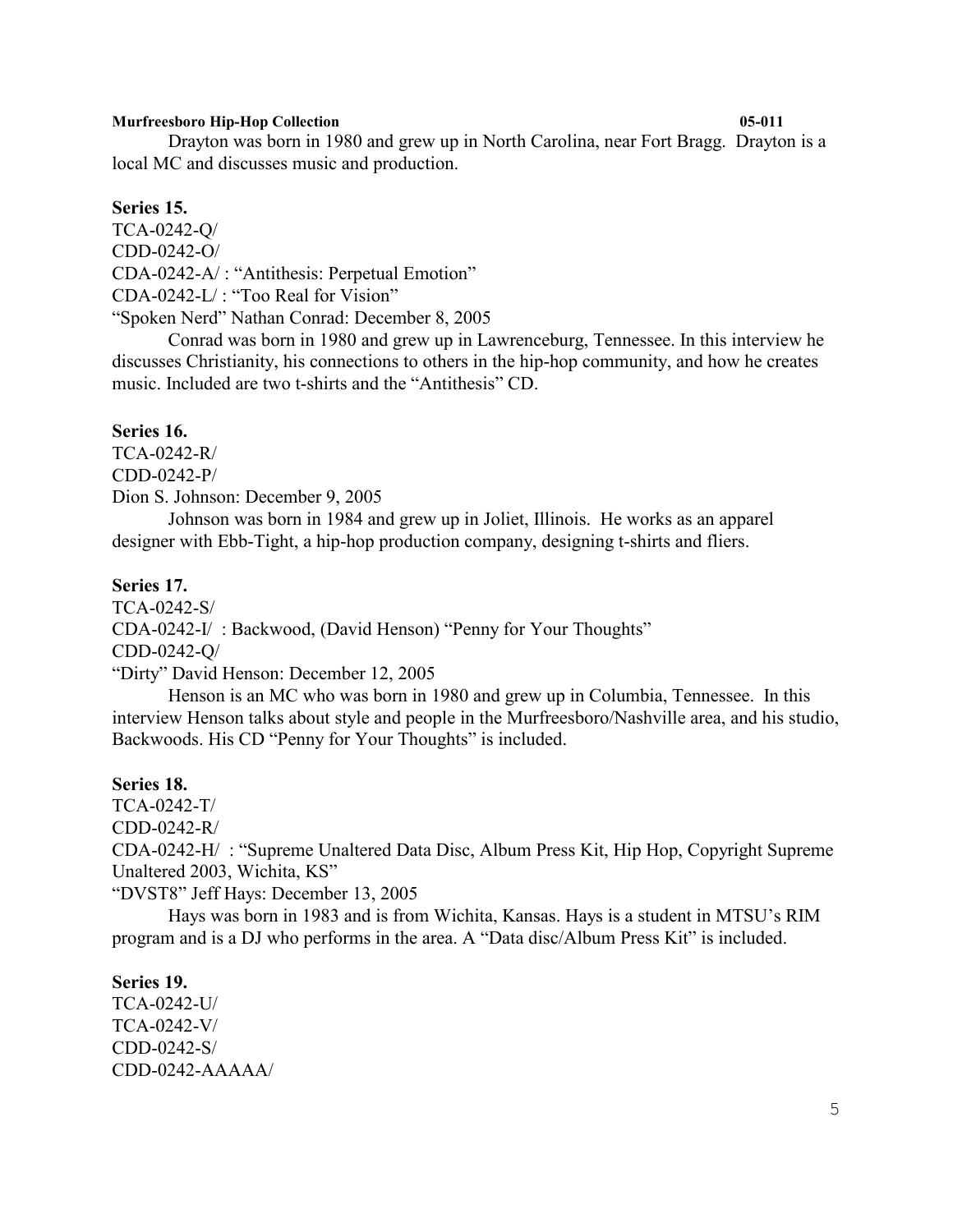Drayton was born in 1980 and grew up in North Carolina, near Fort Bragg. Drayton is a local MC and discusses music and production.

**Series 15.**

TCA-0242-Q/
CDD-0242-O/
CDA-0242-A/ : "Antithesis: Perpetual Emotion"
CDA-0242-L/ : "Too Real for Vision"
"Spoken Nerd" Nathan Conrad: December 8, 2005

Conrad was born in 1980 and grew up in Lawrenceburg, Tennessee. In this interview he discusses Christianity, his connections to others in the hip-hop community, and how he creates music. Included are two t-shirts and the "Antithesis" CD.

**Series 16.**

TCA-0242-R/
CDD-0242-P/
Dion S. Johnson: December 9, 2005

Johnson was born in 1984 and grew up in Joliet, Illinois. He works as an apparel designer with Ebb-Tight, a hip-hop production company, designing t-shirts and fliers.

**Series 17.**

TCA-0242-S/
CDA-0242-I/ : Backwood, (David Henson) "Penny for Your Thoughts"
CDD-0242-Q/
"Dirty" David Henson: December 12, 2005

Henson is an MC who was born in 1980 and grew up in Columbia, Tennessee. In this interview Henson talks about style and people in the Murfreesboro/Nashville area, and his studio, Backwoods. His CD "Penny for Your Thoughts" is included.

**Series 18.**

TCA-0242-T/
CDD-0242-R/
CDA-0242-H/ : "Supreme Unaltered Data Disc, Album Press Kit, Hip Hop, Copyright Supreme Unaltered 2003, Wichita, KS"
"DVST8" Jeff Hays: December 13, 2005

Hays was born in 1983 and is from Wichita, Kansas. Hays is a student in MTSU's RIM program and is a DJ who performs in the area. A "Data disc/Album Press Kit" is included.

**Series 19.**

TCA-0242-U/
TCA-0242-V/
CDD-0242-S/
CDD-0242-AAAAA/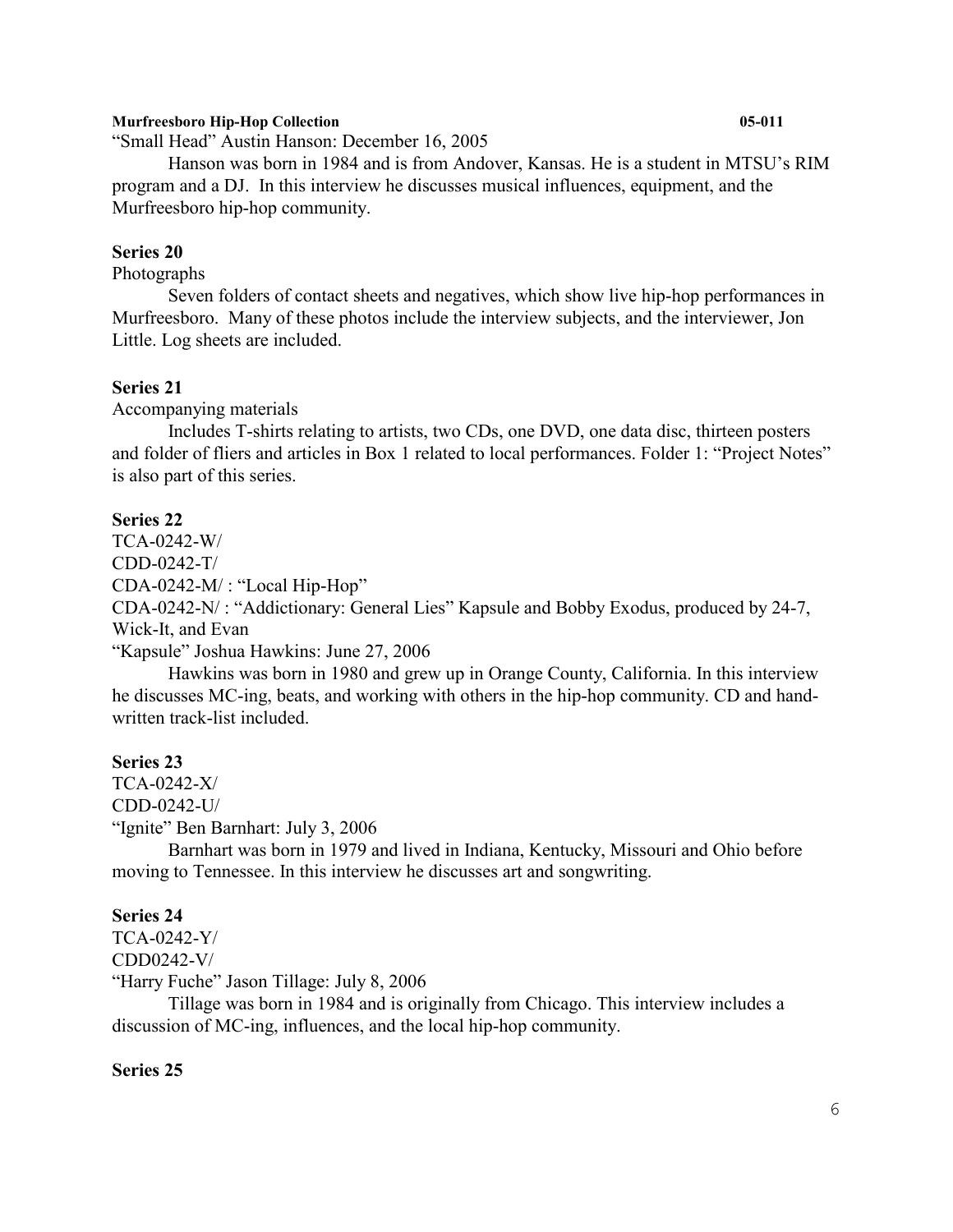"Small Head" Austin Hanson: December 16, 2005

Hanson was born in 1984 and is from Andover, Kansas. He is a student in MTSU's RIM program and a DJ. In this interview he discusses musical influences, equipment, and the Murfreesboro hip-hop community.

**Series 20**

Photographs

Seven folders of contact sheets and negatives, which show live hip-hop performances in Murfreesboro. Many of these photos include the interview subjects, and the interviewer, Jon Little. Log sheets are included.

**Series 21**

Accompanying materials

Includes T-shirts relating to artists, two CDs, one DVD, one data disc, thirteen posters and folder of fliers and articles in Box 1 related to local performances. Folder 1: "Project Notes" is also part of this series.

**Series 22**

TCA-0242-W/

CDD-0242-T/

CDA-0242-M/ : "Local Hip-Hop"

CDA-0242-N/ : "Addictionary: General Lies" Kapsule and Bobby Exodus, produced by 24-7, Wick-It, and Evan

"Kapsule" Joshua Hawkins: June 27, 2006

Hawkins was born in 1980 and grew up in Orange County, California. In this interview he discusses MC-ing, beats, and working with others in the hip-hop community. CD and hand-written track-list included.

**Series 23**

TCA-0242-X/

CDD-0242-U/

"Ignite" Ben Barnhart: July 3, 2006

Barnhart was born in 1979 and lived in Indiana, Kentucky, Missouri and Ohio before moving to Tennessee. In this interview he discusses art and songwriting.

**Series 24**

TCA-0242-Y/

CDD0242-V/

"Harry Fuche" Jason Tillage: July 8, 2006

Tillage was born in 1984 and is originally from Chicago. This interview includes a discussion of MC-ing, influences, and the local hip-hop community.

**Series 25**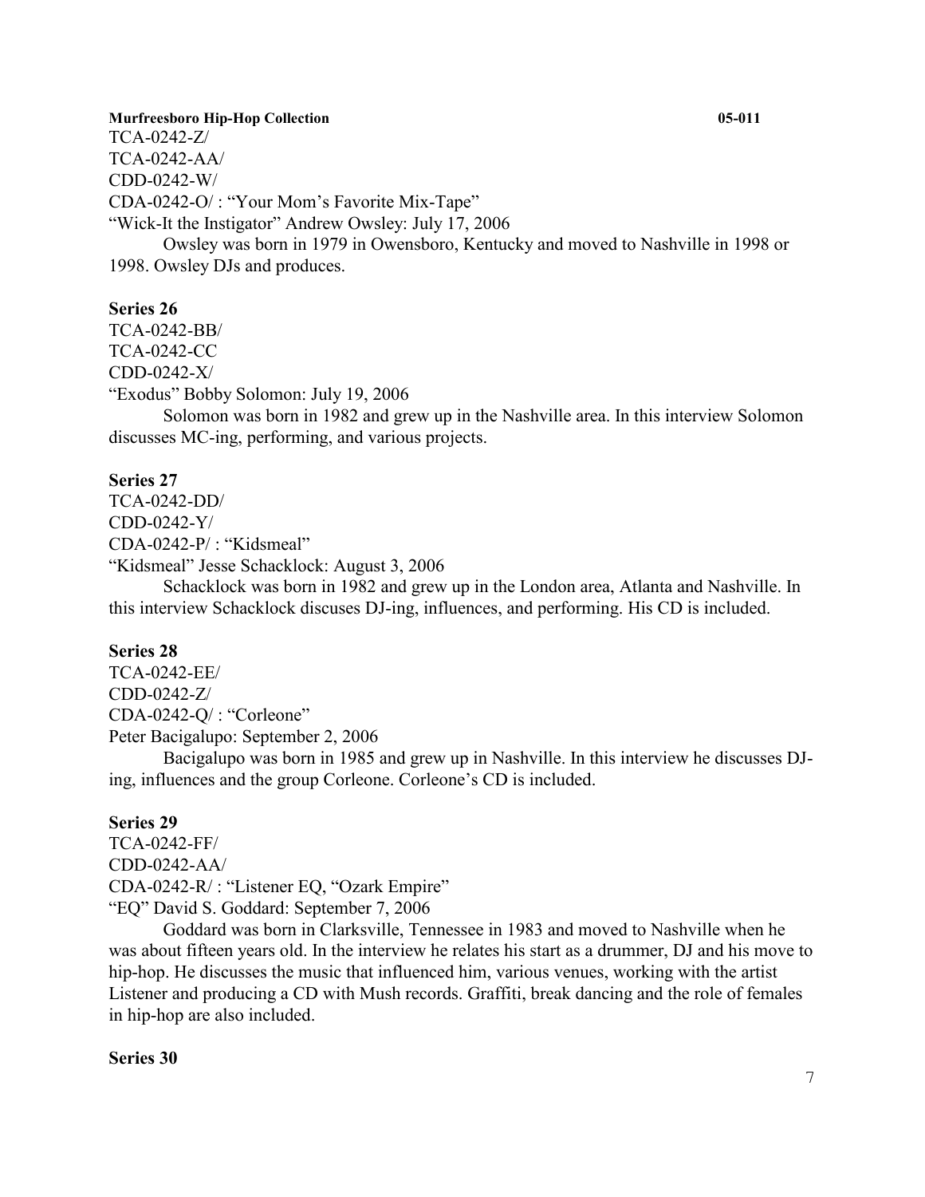TCA-0242-Z/
TCA-0242-AA/
CDD-0242-W/
CDA-0242-O/ : "Your Mom's Favorite Mix-Tape"
"Wick-It the Instigator" Andrew Owsley: July 17, 2006

Owsley was born in 1979 in Owensboro, Kentucky and moved to Nashville in 1998 or 1998. Owsley DJs and produces.

**Series 26**

TCA-0242-BB/
TCA-0242-CC
CDD-0242-X/
"Exodus" Bobby Solomon: July 19, 2006

Solomon was born in 1982 and grew up in the Nashville area. In this interview Solomon discusses MC-ing, performing, and various projects.

**Series 27**

TCA-0242-DD/
CDD-0242-Y/
CDA-0242-P/ : "Kidsmeal"
"Kidsmeal" Jesse Schacklock: August 3, 2006

Schacklock was born in 1982 and grew up in the London area, Atlanta and Nashville. In this interview Schacklock discuses DJ-ing, influences, and performing. His CD is included.

**Series 28**

TCA-0242-EE/
CDD-0242-Z/
CDA-0242-Q/ : "Corleone"
Peter Bacigalupo: September 2, 2006

Bacigalupo was born in 1985 and grew up in Nashville. In this interview he discusses DJ-ing, influences and the group Corleone. Corleone's CD is included.

**Series 29**

TCA-0242-FF/
CDD-0242-AA/
CDA-0242-R/ : "Listener EQ, "Ozark Empire"
"EQ" David S. Goddard: September 7, 2006

Goddard was born in Clarksville, Tennessee in 1983 and moved to Nashville when he was about fifteen years old. In the interview he relates his start as a drummer, DJ and his move to hip-hop. He discusses the music that influenced him, various venues, working with the artist Listener and producing a CD with Mush records. Graffiti, break dancing and the role of females in hip-hop are also included.

**Series 30**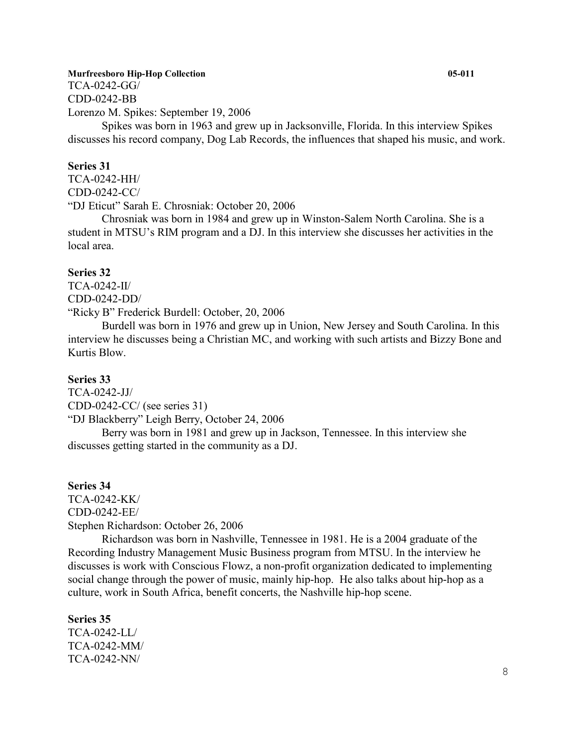TCA-0242-GG/
CDD-0242-BB
Lorenzo M. Spikes: September 19, 2006

Spikes was born in 1963 and grew up in Jacksonville, Florida. In this interview Spikes discusses his record company, Dog Lab Records, the influences that shaped his music, and work.

**Series 31**

TCA-0242-HH/
CDD-0242-CC/
"DJ Eticut" Sarah E. Chrosniak: October 20, 2006

Chrosniak was born in 1984 and grew up in Winston-Salem North Carolina. She is a student in MTSU's RIM program and a DJ. In this interview she discusses her activities in the local area.

**Series 32**

TCA-0242-II/
CDD-0242-DD/
"Ricky B" Frederick Burdell: October, 20, 2006

Burdell was born in 1976 and grew up in Union, New Jersey and South Carolina. In this interview he discusses being a Christian MC, and working with such artists and Bizzy Bone and Kurtis Blow.

**Series 33**

TCA-0242-JJ/
CDD-0242-CC/ (see series 31)
"DJ Blackberry" Leigh Berry, October 24, 2006

Berry was born in 1981 and grew up in Jackson, Tennessee. In this interview she discusses getting started in the community as a DJ.

**Series 34**

TCA-0242-KK/
CDD-0242-EE/
Stephen Richardson: October 26, 2006

Richardson was born in Nashville, Tennessee in 1981. He is a 2004 graduate of the Recording Industry Management Music Business program from MTSU. In the interview he discusses is work with Conscious Flowz, a non-profit organization dedicated to implementing social change through the power of music, mainly hip-hop. He also talks about hip-hop as a culture, work in South Africa, benefit concerts, the Nashville hip-hop scene.

**Series 35**

TCA-0242-LL/
TCA-0242-MM/
TCA-0242-NN/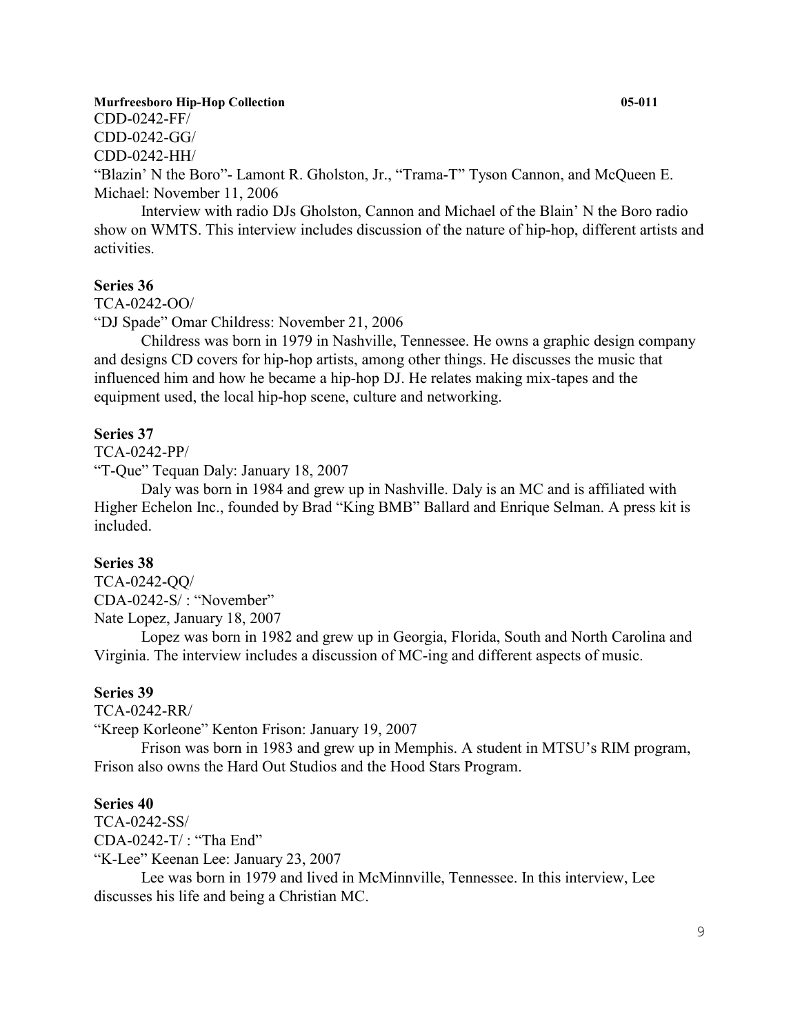CDD-0242-FF/
CDD-0242-GG/
CDD-0242-HH/
"Blazin' N the Boro"- Lamont R. Gholston, Jr., "Trama-T" Tyson Cannon, and McQueen E. Michael: November 11, 2006

Interview with radio DJs Gholston, Cannon and Michael of the Blain' N the Boro radio show on WMTS. This interview includes discussion of the nature of hip-hop, different artists and activities.

**Series 36**

TCA-0242-OO/
"DJ Spade" Omar Childress: November 21, 2006

Childress was born in 1979 in Nashville, Tennessee. He owns a graphic design company and designs CD covers for hip-hop artists, among other things. He discusses the music that influenced him and how he became a hip-hop DJ. He relates making mix-tapes and the equipment used, the local hip-hop scene, culture and networking.

**Series 37**

TCA-0242-PP/
"T-Que" Tequan Daly: January 18, 2007

Daly was born in 1984 and grew up in Nashville. Daly is an MC and is affiliated with Higher Echelon Inc., founded by Brad "King BMB" Ballard and Enrique Selman. A press kit is included.

**Series 38**

TCA-0242-QQ/
CDA-0242-S/ : "November"
Nate Lopez, January 18, 2007

Lopez was born in 1982 and grew up in Georgia, Florida, South and North Carolina and Virginia. The interview includes a discussion of MC-ing and different aspects of music.

**Series 39**

TCA-0242-RR/
"Kreep Korleone" Kenton Frison: January 19, 2007

Frison was born in 1983 and grew up in Memphis. A student in MTSU's RIM program, Frison also owns the Hard Out Studios and the Hood Stars Program.

**Series 40**

TCA-0242-SS/
CDA-0242-T/ : "Tha End"
"K-Lee" Keenan Lee: January 23, 2007

Lee was born in 1979 and lived in McMinnville, Tennessee. In this interview, Lee discusses his life and being a Christian MC.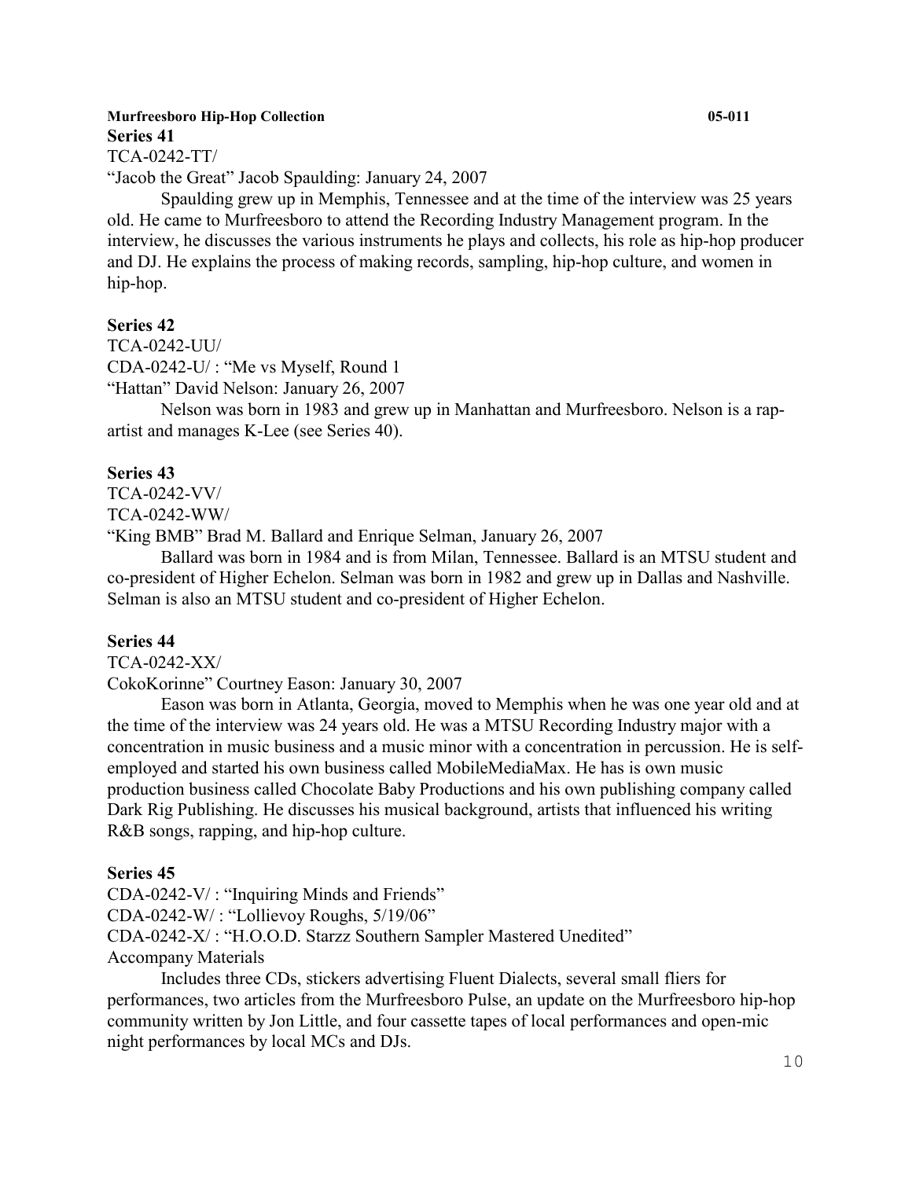## Series 41

TCA-0242-TT/

"Jacob the Great" Jacob Spaulding: January 24, 2007

Spaulding grew up in Memphis, Tennessee and at the time of the interview was 25 years old. He came to Murfreesboro to attend the Recording Industry Management program. In the interview, he discusses the various instruments he plays and collects, his role as hip-hop producer and DJ. He explains the process of making records, sampling, hip-hop culture, and women in hip-hop.

## Series 42

TCA-0242-UU/

CDA-0242-U/ : "Me vs Myself, Round 1

"Hattan" David Nelson: January 26, 2007

Nelson was born in 1983 and grew up in Manhattan and Murfreesboro. Nelson is a rap-artist and manages K-Lee (see Series 40).

## Series 43

TCA-0242-VV/

TCA-0242-WW/

"King BMB" Brad M. Ballard and Enrique Selman, January 26, 2007

Ballard was born in 1984 and is from Milan, Tennessee. Ballard is an MTSU student and co-president of Higher Echelon. Selman was born in 1982 and grew up in Dallas and Nashville. Selman is also an MTSU student and co-president of Higher Echelon.

## Series 44

TCA-0242-XX/

CokoKorinne" Courtney Eason: January 30, 2007

Eason was born in Atlanta, Georgia, moved to Memphis when he was one year old and at the time of the interview was 24 years old. He was a MTSU Recording Industry major with a concentration in music business and a music minor with a concentration in percussion. He is self-employed and started his own business called MobileMediaMax. He has is own music production business called Chocolate Baby Productions and his own publishing company called Dark Rig Publishing. He discusses his musical background, artists that influenced his writing R&B songs, rapping, and hip-hop culture.

## Series 45

CDA-0242-V/ : "Inquiring Minds and Friends"

CDA-0242-W/ : "Lollievoy Roughs, 5/19/06"

CDA-0242-X/ : "H.O.O.D. Starzz Southern Sampler Mastered Unedited"

Accompany Materials

Includes three CDs, stickers advertising Fluent Dialects, several small fliers for performances, two articles from the Murfreesboro Pulse, an update on the Murfreesboro hip-hop community written by Jon Little, and four cassette tapes of local performances and open-mic night performances by local MCs and DJs.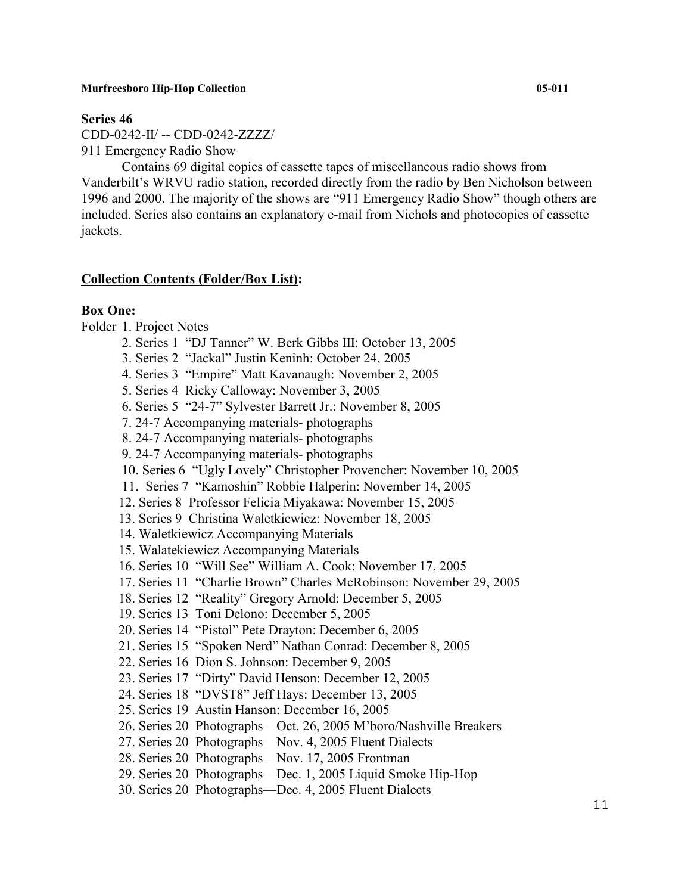**Series 46**

CDD-0242-II/ -- CDD-0242-ZZZZ/

911 Emergency Radio Show

Contains 69 digital copies of cassette tapes of miscellaneous radio shows from Vanderbilt's WRVU radio station, recorded directly from the radio by Ben Nicholson between 1996 and 2000. The majority of the shows are "911 Emergency Radio Show" though others are included. Series also contains an explanatory e-mail from Nichols and photocopies of cassette jackets.

## Collection Contents (Folder/Box List):

**Box One:**

Folder 1. Project Notes

2. Series 1 "DJ Tanner" W. Berk Gibbs III: October 13, 2005
3. Series 2 "Jackal" Justin Keninh: October 24, 2005
4. Series 3 "Empire" Matt Kavanaugh: November 2, 2005
5. Series 4 Ricky Calloway: November 3, 2005
6. Series 5 "24-7" Sylvester Barrett Jr.: November 8, 2005
7. 24-7 Accompanying materials- photographs
8. 24-7 Accompanying materials- photographs
9. 24-7 Accompanying materials- photographs
10. Series 6 "Ugly Lovely" Christopher Provencher: November 10, 2005
11. Series 7 "Kamoshin" Robbie Halperin: November 14, 2005
12. Series 8 Professor Felicia Miyakawa: November 15, 2005
13. Series 9 Christina Waletkiewicz: November 18, 2005
14. Waletkiewicz Accompanying Materials
15. Walatekiewicz Accompanying Materials
16. Series 10 "Will See" William A. Cook: November 17, 2005
17. Series 11 "Charlie Brown" Charles McRobinson: November 29, 2005
18. Series 12 "Reality" Gregory Arnold: December 5, 2005
19. Series 13 Toni Delono: December 5, 2005
20. Series 14 "Pistol" Pete Drayton: December 6, 2005
21. Series 15 "Spoken Nerd" Nathan Conrad: December 8, 2005
22. Series 16 Dion S. Johnson: December 9, 2005
23. Series 17 "Dirty" David Henson: December 12, 2005
24. Series 18 "DVST8" Jeff Hays: December 13, 2005
25. Series 19 Austin Hanson: December 16, 2005
26. Series 20 Photographs—Oct. 26, 2005 M'boro/Nashville Breakers
27. Series 20 Photographs—Nov. 4, 2005 Fluent Dialects
28. Series 20 Photographs—Nov. 17, 2005 Frontman
29. Series 20 Photographs—Dec. 1, 2005 Liquid Smoke Hip-Hop
30. Series 20 Photographs—Dec. 4, 2005 Fluent Dialects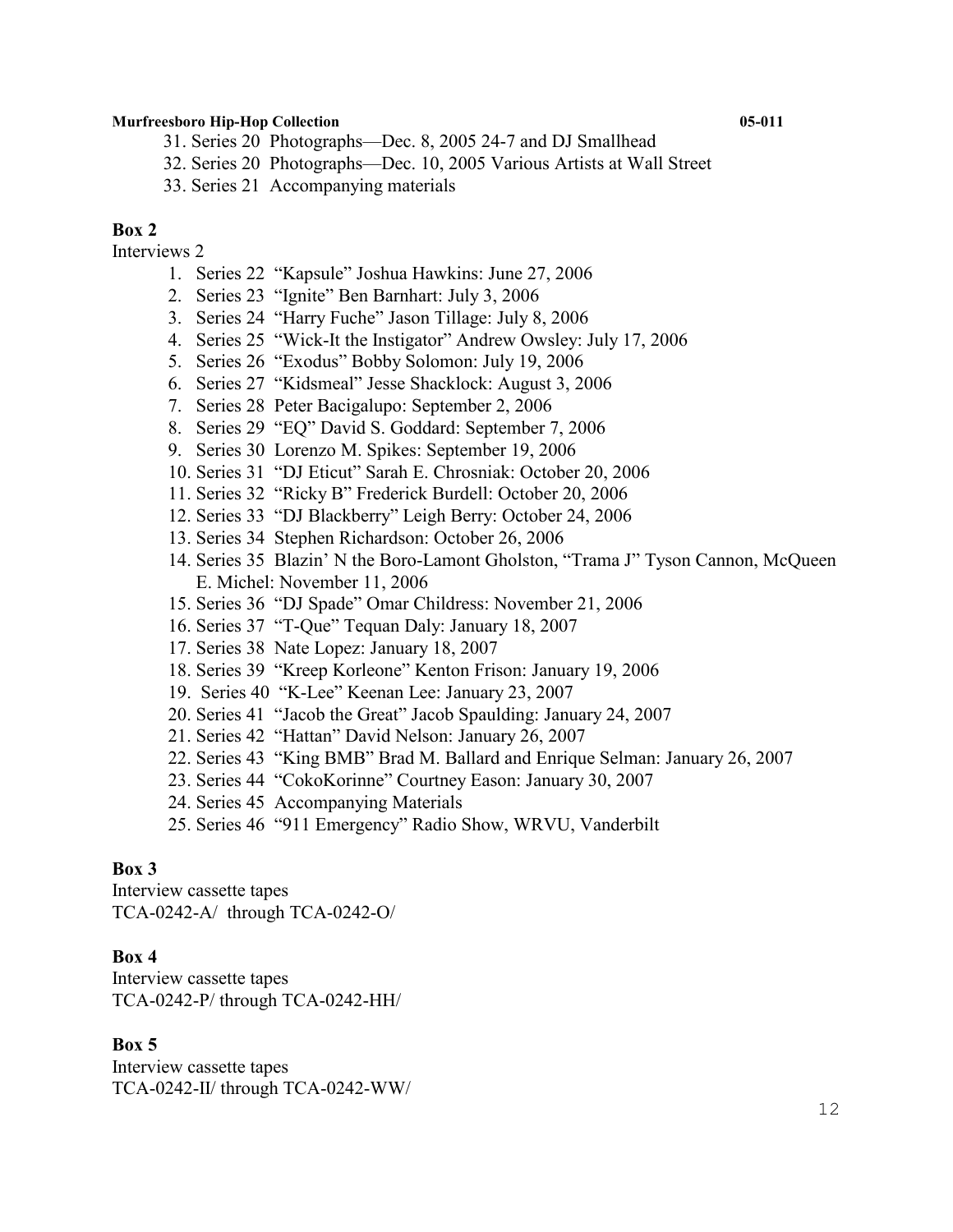31. Series 20 Photographs—Dec. 8, 2005 24-7 and DJ Smallhead
32. Series 20 Photographs—Dec. 10, 2005 Various Artists at Wall Street
33. Series 21 Accompanying materials

**Box 2**

Interviews 2

1. Series 22 "Kapsule" Joshua Hawkins: June 27, 2006
2. Series 23 "Ignite" Ben Barnhart: July 3, 2006
3. Series 24 "Harry Fuche" Jason Tillage: July 8, 2006
4. Series 25 "Wick-It the Instigator" Andrew Owsley: July 17, 2006
5. Series 26 "Exodus" Bobby Solomon: July 19, 2006
6. Series 27 "Kidsmeal" Jesse Shacklock: August 3, 2006
7. Series 28 Peter Bacigalupo: September 2, 2006
8. Series 29 "EQ" David S. Goddard: September 7, 2006
9. Series 30 Lorenzo M. Spikes: September 19, 2006
10. Series 31 "DJ Eticut" Sarah E. Chrosniak: October 20, 2006
11. Series 32 "Ricky B" Frederick Burdell: October 20, 2006
12. Series 33 "DJ Blackberry" Leigh Berry: October 24, 2006
13. Series 34 Stephen Richardson: October 26, 2006
14. Series 35 Blazin' N the Boro-Lamont Gholston, "Trama J" Tyson Cannon, McQueen E. Michel: November 11, 2006
15. Series 36 "DJ Spade" Omar Childress: November 21, 2006
16. Series 37 "T-Que" Tequan Daly: January 18, 2007
17. Series 38 Nate Lopez: January 18, 2007
18. Series 39 "Kreep Korleone" Kenton Frison: January 19, 2006
19. Series 40 "K-Lee" Keenan Lee: January 23, 2007
20. Series 41 "Jacob the Great" Jacob Spaulding: January 24, 2007
21. Series 42 "Hattan" David Nelson: January 26, 2007
22. Series 43 "King BMB" Brad M. Ballard and Enrique Selman: January 26, 2007
23. Series 44 "CokoKorinne" Courtney Eason: January 30, 2007
24. Series 45 Accompanying Materials
25. Series 46 "911 Emergency" Radio Show, WRVU, Vanderbilt

**Box 3**

Interview cassette tapes
TCA-0242-A/ through TCA-0242-O/

**Box 4**

Interview cassette tapes
TCA-0242-P/ through TCA-0242-HH/

**Box 5**

Interview cassette tapes
TCA-0242-II/ through TCA-0242-WW/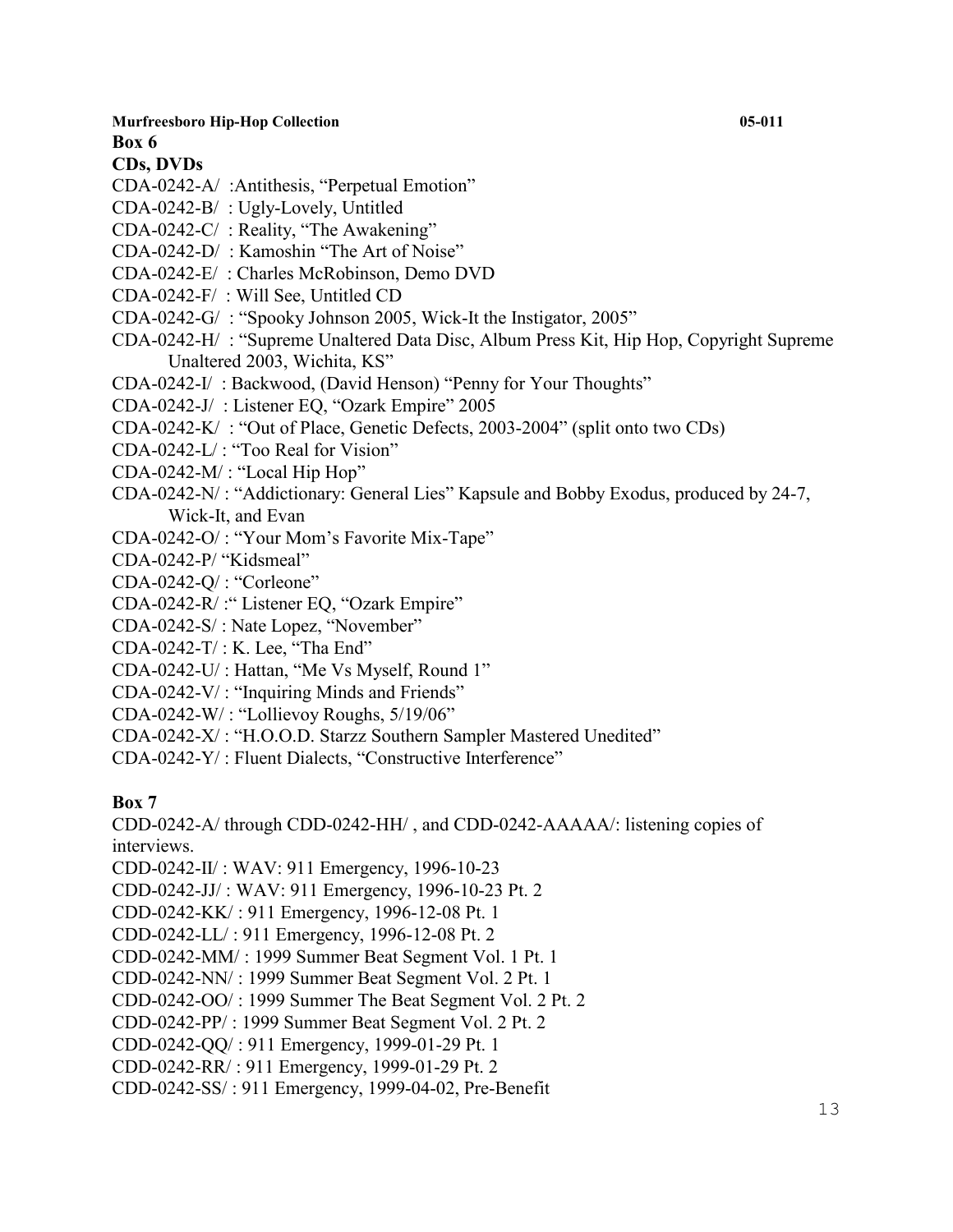**Box 6**

**CDs, DVDs**

CDA-0242-A/ :Antithesis, "Perpetual Emotion"
CDA-0242-B/ : Ugly-Lovely, Untitled
CDA-0242-C/ : Reality, "The Awakening"
CDA-0242-D/ : Kamoshin "The Art of Noise"
CDA-0242-E/ : Charles McRobinson, Demo DVD
CDA-0242-F/ : Will See, Untitled CD
CDA-0242-G/ : "Spooky Johnson 2005, Wick-It the Instigator, 2005"
CDA-0242-H/ : "Supreme Unaltered Data Disc, Album Press Kit, Hip Hop, Copyright Supreme Unaltered 2003, Wichita, KS"
CDA-0242-I/ : Backwood, (David Henson) "Penny for Your Thoughts"
CDA-0242-J/ : Listener EQ, "Ozark Empire" 2005
CDA-0242-K/ : "Out of Place, Genetic Defects, 2003-2004" (split onto two CDs)
CDA-0242-L/ : "Too Real for Vision"
CDA-0242-M/ : "Local Hip Hop"
CDA-0242-N/ : "Addictionary: General Lies" Kapsule and Bobby Exodus, produced by 24-7, Wick-It, and Evan
CDA-0242-O/ : "Your Mom's Favorite Mix-Tape"
CDA-0242-P/ "Kidsmeal"
CDA-0242-Q/ : "Corleone"
CDA-0242-R/ :" Listener EQ, "Ozark Empire"
CDA-0242-S/ : Nate Lopez, "November"
CDA-0242-T/ : K. Lee, "Tha End"
CDA-0242-U/ : Hattan, "Me Vs Myself, Round 1"
CDA-0242-V/ : "Inquiring Minds and Friends"
CDA-0242-W/ : "Lollievoy Roughs, 5/19/06"
CDA-0242-X/ : "H.O.O.D. Starzz Southern Sampler Mastered Unedited"
CDA-0242-Y/ : Fluent Dialects, "Constructive Interference"

**Box 7**

CDD-0242-A/ through CDD-0242-HH/ , and CDD-0242-AAAAA/: listening copies of interviews.
CDD-0242-II/ : WAV: 911 Emergency, 1996-10-23
CDD-0242-JJ/ : WAV: 911 Emergency, 1996-10-23 Pt. 2
CDD-0242-KK/ : 911 Emergency, 1996-12-08 Pt. 1
CDD-0242-LL/ : 911 Emergency, 1996-12-08 Pt. 2
CDD-0242-MM/ : 1999 Summer Beat Segment Vol. 1 Pt. 1
CDD-0242-NN/ : 1999 Summer Beat Segment Vol. 2 Pt. 1
CDD-0242-OO/ : 1999 Summer The Beat Segment Vol. 2 Pt. 2
CDD-0242-PP/ : 1999 Summer Beat Segment Vol. 2 Pt. 2
CDD-0242-QQ/ : 911 Emergency, 1999-01-29 Pt. 1
CDD-0242-RR/ : 911 Emergency, 1999-01-29 Pt. 2
CDD-0242-SS/ : 911 Emergency, 1999-04-02, Pre-Benefit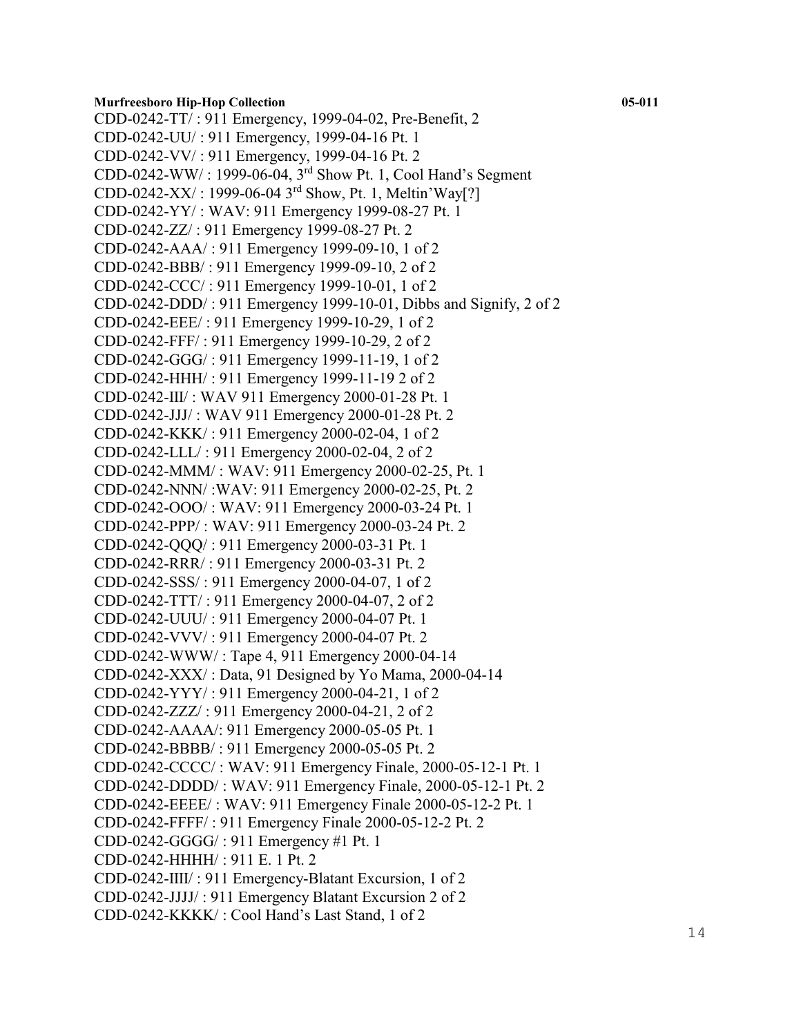CDD-0242-TT/ : 911 Emergency, 1999-04-02, Pre-Benefit, 2
CDD-0242-UU/ : 911 Emergency, 1999-04-16 Pt. 1
CDD-0242-VV/ : 911 Emergency, 1999-04-16 Pt. 2
CDD-0242-WW/ : 1999-06-04, 3rd Show Pt. 1, Cool Hand's Segment
CDD-0242-XX/ : 1999-06-04 3rd Show, Pt. 1, Meltin'Way[?]
CDD-0242-YY/ : WAV: 911 Emergency 1999-08-27 Pt. 1
CDD-0242-ZZ/ : 911 Emergency 1999-08-27 Pt. 2
CDD-0242-AAA/ : 911 Emergency 1999-09-10, 1 of 2
CDD-0242-BBB/ : 911 Emergency 1999-09-10, 2 of 2
CDD-0242-CCC/ : 911 Emergency 1999-10-01, 1 of 2
CDD-0242-DDD/ : 911 Emergency 1999-10-01, Dibbs and Signify, 2 of 2
CDD-0242-EEE/ : 911 Emergency 1999-10-29, 1 of 2
CDD-0242-FFF/ : 911 Emergency 1999-10-29, 2 of 2
CDD-0242-GGG/ : 911 Emergency 1999-11-19, 1 of 2
CDD-0242-HHH/ : 911 Emergency 1999-11-19 2 of 2
CDD-0242-III/ : WAV 911 Emergency 2000-01-28 Pt. 1
CDD-0242-JJJ/ : WAV 911 Emergency 2000-01-28 Pt. 2
CDD-0242-KKK/ : 911 Emergency 2000-02-04, 1 of 2
CDD-0242-LLL/ : 911 Emergency 2000-02-04, 2 of 2
CDD-0242-MMM/ : WAV: 911 Emergency 2000-02-25, Pt. 1
CDD-0242-NNN/ :WAV: 911 Emergency 2000-02-25, Pt. 2
CDD-0242-OOO/ : WAV: 911 Emergency 2000-03-24 Pt. 1
CDD-0242-PPP/ : WAV: 911 Emergency 2000-03-24 Pt. 2
CDD-0242-QQQ/ : 911 Emergency 2000-03-31 Pt. 1
CDD-0242-RRR/ : 911 Emergency 2000-03-31 Pt. 2
CDD-0242-SSS/ : 911 Emergency 2000-04-07, 1 of 2
CDD-0242-TTT/ : 911 Emergency 2000-04-07, 2 of 2
CDD-0242-UUU/ : 911 Emergency 2000-04-07 Pt. 1
CDD-0242-VVV/ : 911 Emergency 2000-04-07 Pt. 2
CDD-0242-WWW/ : Tape 4, 911 Emergency 2000-04-14
CDD-0242-XXX/ : Data, 91 Designed by Yo Mama, 2000-04-14
CDD-0242-YYY/ : 911 Emergency 2000-04-21, 1 of 2
CDD-0242-ZZZ/ : 911 Emergency 2000-04-21, 2 of 2
CDD-0242-AAAA/: 911 Emergency 2000-05-05 Pt. 1
CDD-0242-BBBB/ : 911 Emergency 2000-05-05 Pt. 2
CDD-0242-CCCC/ : WAV: 911 Emergency Finale, 2000-05-12-1 Pt. 1
CDD-0242-DDDD/ : WAV: 911 Emergency Finale, 2000-05-12-1 Pt. 2
CDD-0242-EEEE/ : WAV: 911 Emergency Finale 2000-05-12-2 Pt. 1
CDD-0242-FFFF/ : 911 Emergency Finale 2000-05-12-2 Pt. 2
CDD-0242-GGGG/ : 911 Emergency #1 Pt. 1
CDD-0242-HHHH/ : 911 E. 1 Pt. 2
CDD-0242-IIII/ : 911 Emergency-Blatant Excursion, 1 of 2
CDD-0242-JJJJ/ : 911 Emergency Blatant Excursion 2 of 2
CDD-0242-KKKK/ : Cool Hand's Last Stand, 1 of 2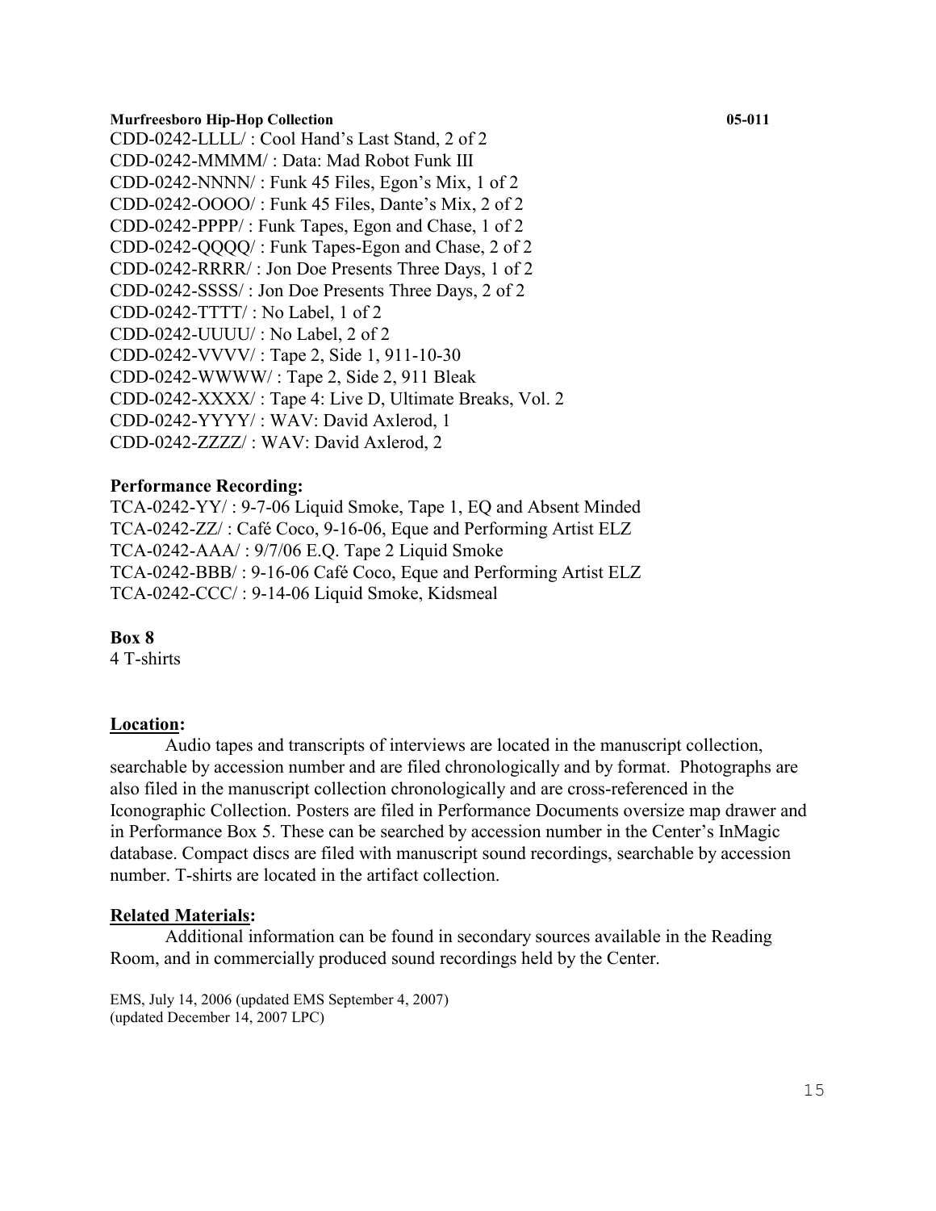CDD-0242-LLLL/ : Cool Hand's Last Stand, 2 of 2
CDD-0242-MMMM/ : Data: Mad Robot Funk III
CDD-0242-NNNN/ : Funk 45 Files, Egon's Mix, 1 of 2
CDD-0242-OOOO/ : Funk 45 Files, Dante's Mix, 2 of 2
CDD-0242-PPPP/ : Funk Tapes, Egon and Chase, 1 of 2
CDD-0242-QQQQ/ : Funk Tapes-Egon and Chase, 2 of 2
CDD-0242-RRRR/ : Jon Doe Presents Three Days, 1 of 2
CDD-0242-SSSS/ : Jon Doe Presents Three Days, 2 of 2
CDD-0242-TTTT/ : No Label, 1 of 2
CDD-0242-UUUU/ : No Label, 2 of 2
CDD-0242-VVVV/ : Tape 2, Side 1, 911-10-30
CDD-0242-WWWW/ : Tape 2, Side 2, 911 Bleak
CDD-0242-XXXX/ : Tape 4: Live D, Ultimate Breaks, Vol. 2
CDD-0242-YYYY/ : WAV: David Axlerod, 1
CDD-0242-ZZZZ/ : WAV: David Axlerod, 2

**Performance Recording:**

TCA-0242-YY/ : 9-7-06 Liquid Smoke, Tape 1, EQ and Absent Minded
TCA-0242-ZZ/ : Café Coco, 9-16-06, Eque and Performing Artist ELZ
TCA-0242-AAA/ : 9/7/06 E.Q. Tape 2 Liquid Smoke
TCA-0242-BBB/ : 9-16-06 Café Coco, Eque and Performing Artist ELZ
TCA-0242-CCC/ : 9-14-06 Liquid Smoke, Kidsmeal

**Box 8**

4 T-shirts

## Location:

Audio tapes and transcripts of interviews are located in the manuscript collection, searchable by accession number and are filed chronologically and by format. Photographs are also filed in the manuscript collection chronologically and are cross-referenced in the Iconographic Collection. Posters are filed in Performance Documents oversize map drawer and in Performance Box 5. These can be searched by accession number in the Center's InMagic database. Compact discs are filed with manuscript sound recordings, searchable by accession number. T-shirts are located in the artifact collection.

## Related Materials:

Additional information can be found in secondary sources available in the Reading Room, and in commercially produced sound recordings held by the Center.

EMS, July 14, 2006 (updated EMS September 4, 2007)
(updated December 14, 2007 LPC)